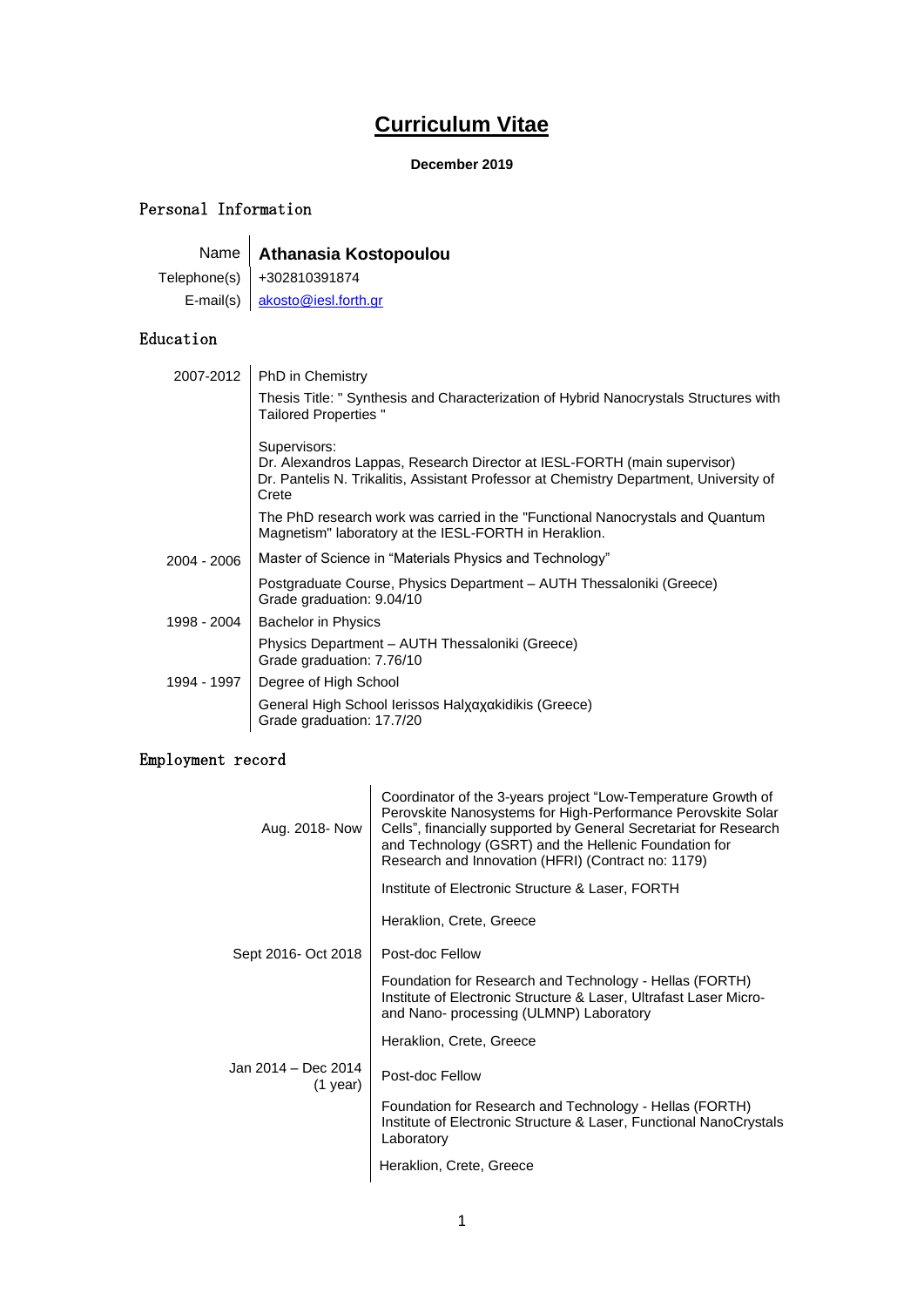# Curriculum Vitae

**December 2019**

## Personal Information

| | |
|---|---|
| Name | **Athanasia Kostopoulou** |
| Telephone(s) | +302810391874 |
| E-mail(s) | akosto@iesl.forth.gr |

## Education

| | |
|---|---|
| 2007-2012 | PhD in Chemistry |
| | Thesis Title: " Synthesis and Characterization of Hybrid Nanocrystals Structures with Tailored Properties " |
| | Supervisors:<br>Dr. Alexandros Lappas, Research Director at IESL-FORTH (main supervisor)<br>Dr. Pantelis N. Trikalitis, Assistant Professor at Chemistry Department, University of Crete |
| | The PhD research work was carried in the "Functional Nanocrystals and Quantum Magnetism" laboratory at the IESL-FORTH in Heraklion. |
| 2004 - 2006 | Master of Science in "Materials Physics and Technology" |
| | Postgraduate Course, Physics Department – AUTH Thessaloniki (Greece)<br>Grade graduation: 9.04/10 |
| 1998 - 2004 | Bachelor in Physics |
| | Physics Department – AUTH Thessaloniki (Greece)<br>Grade graduation: 7.76/10 |
| 1994 - 1997 | Degree of High School |
| | General High School Ierissos Halχαχakidikis (Greece)<br>Grade graduation: 17.7/20 |

## Employment record

| | |
|---|---|
| Aug. 2018- Now | Coordinator of the 3-years project "Low-Temperature Growth of Perovskite Nanosystems for High-Performance Perovskite Solar Cells", financially supported by General Secretariat for Research and Technology (GSRT) and the Hellenic Foundation for Research and Innovation (HFRI) (Contract no: 1179) |
| | Institute of Electronic Structure & Laser, FORTH |
| | Heraklion, Crete, Greece |
| Sept 2016- Oct 2018 | Post-doc Fellow |
| | Foundation for Research and Technology - Hellas (FORTH) Institute of Electronic Structure & Laser, Ultrafast Laser Micro- and Nano- processing (ULMNP) Laboratory |
| | Heraklion, Crete, Greece |
| Jan 2014 – Dec 2014 (1 year) | Post-doc Fellow |
| | Foundation for Research and Technology - Hellas (FORTH) Institute of Electronic Structure & Laser, Functional NanoCrystals Laboratory |
| | Heraklion, Crete, Greece |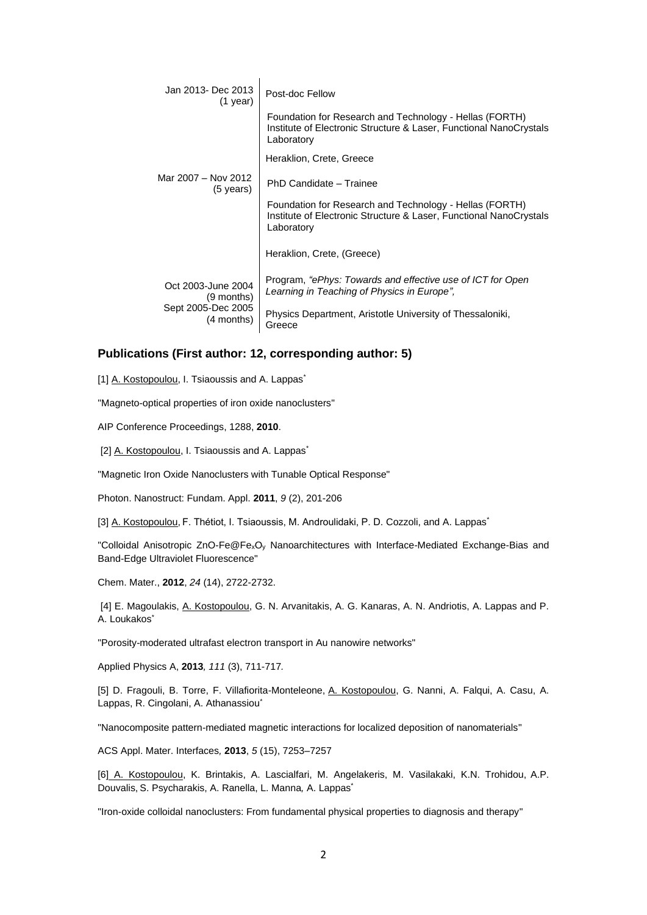| | |
|---|---|
| Jan 2013- Dec 2013 (1 year) | Post-doc Fellow<br>Foundation for Research and Technology - Hellas (FORTH) Institute of Electronic Structure & Laser, Functional NanoCrystals Laboratory<br>Heraklion, Crete, Greece |
| Mar 2007 – Nov 2012 (5 years) | PhD Candidate – Trainee<br>Foundation for Research and Technology - Hellas (FORTH) Institute of Electronic Structure & Laser, Functional NanoCrystals Laboratory<br>Heraklion, Crete, (Greece) |
| Oct 2003-June 2004 (9 months)<br>Sept 2005-Dec 2005 (4 months) | Program, *"ePhys: Towards and effective use of ICT for Open Learning in Teaching of Physics in Europe",*<br>Physics Department, Aristotle University of Thessaloniki, Greece |

## Publications (First author: 12, corresponding author: 5)

[1] A. Kostopoulou, I. Tsiaoussis and A. Lappas*

"Magneto-optical properties of iron oxide nanoclusters"

AIP Conference Proceedings, 1288, **2010**.

[2] A. Kostopoulou, I. Tsiaoussis and A. Lappas*

"Magnetic Iron Oxide Nanoclusters with Tunable Optical Response"

Photon. Nanostruct: Fundam. Appl. **2011**, *9* (2), 201-206

[3] A. Kostopoulou, F. Thétiot, I. Tsiaoussis, M. Androulidaki, P. D. Cozzoli, and A. Lappas*

"Colloidal Anisotropic ZnO-Fe@$Fe_xO_y$ Nanoarchitectures with Interface-Mediated Exchange-Bias and Band-Edge Ultraviolet Fluorescence"

Chem. Mater., **2012**, *24* (14), 2722-2732.

[4] E. Magoulakis, A. Kostopoulou, G. N. Arvanitakis, A. G. Kanaras, A. N. Andriotis, A. Lappas and P. A. Loukakos*

"Porosity-moderated ultrafast electron transport in Au nanowire networks"

Applied Physics A, **2013**, *111* (3), 711-717.

[5] D. Fragouli, B. Torre, F. Villafiorita-Monteleone, A. Kostopoulou, G. Nanni, A. Falqui, A. Casu, A. Lappas, R. Cingolani, A. Athanassiou*

"Nanocomposite pattern-mediated magnetic interactions for localized deposition of nanomaterials"

ACS Appl. Mater. Interfaces, **2013**, *5* (15), 7253–7257

[6] A. Kostopoulou, K. Brintakis, A. Lascialfari, M. Angelakeris, M. Vasilakaki, K.N. Trohidou, A.P. Douvalis, S. Psycharakis, A. Ranella, L. Manna, A. Lappas*

"Iron-oxide colloidal nanoclusters: From fundamental physical properties to diagnosis and therapy"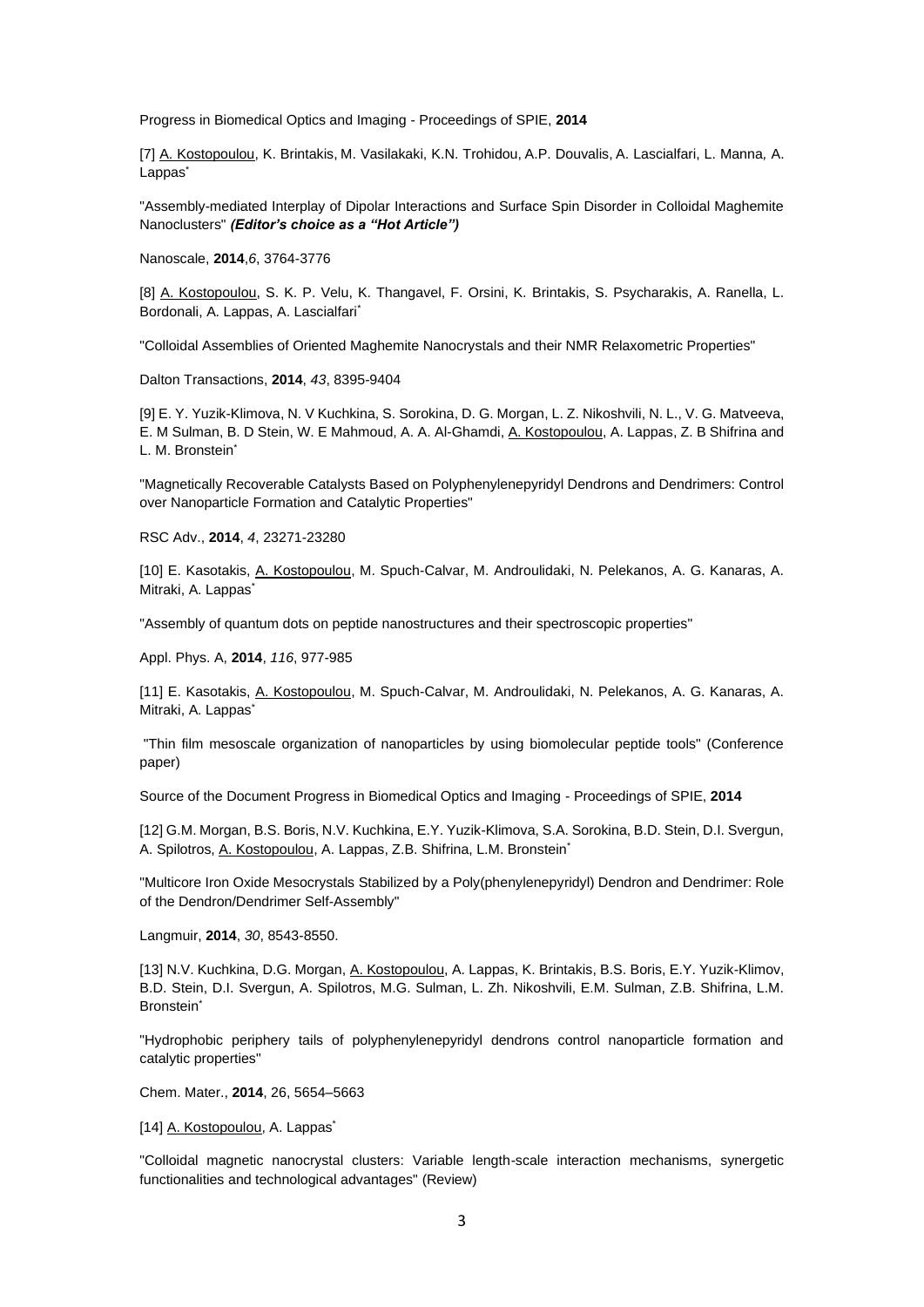Progress in Biomedical Optics and Imaging - Proceedings of SPIE, **2014**

[7] A. Kostopoulou, K. Brintakis, M. Vasilakaki, K.N. Trohidou, A.P. Douvalis, A. Lascialfari, L. Manna, A. Lappas*

"Assembly-mediated Interplay of Dipolar Interactions and Surface Spin Disorder in Colloidal Maghemite Nanoclusters" ***(Editor's choice as a "Hot Article")***

Nanoscale, **2014**,*6*, 3764-3776

[8] A. Kostopoulou, S. K. P. Velu, K. Thangavel, F. Orsini, K. Brintakis, S. Psycharakis, A. Ranella, L. Bordonali, A. Lappas, A. Lascialfari*

"Colloidal Assemblies of Oriented Maghemite Nanocrystals and their NMR Relaxometric Properties"

Dalton Transactions, **2014**, *43*, 8395-9404

[9] E. Y. Yuzik-Klimova, N. V Kuchkina, S. Sorokina, D. G. Morgan, L. Z. Nikoshvili, N. L., V. G. Matveeva, E. M Sulman, B. D Stein, W. E Mahmoud, A. A. Al-Ghamdi, A. Kostopoulou, A. Lappas, Z. B Shifrina and L. M. Bronstein*

"Magnetically Recoverable Catalysts Based on Polyphenylenepyridyl Dendrons and Dendrimers: Control over Nanoparticle Formation and Catalytic Properties"

RSC Adv., **2014**, *4*, 23271-23280

[10] E. Kasotakis, A. Kostopoulou, M. Spuch-Calvar, M. Androulidaki, N. Pelekanos, A. G. Kanaras, A. Mitraki, A. Lappas*

"Assembly of quantum dots on peptide nanostructures and their spectroscopic properties"

Appl. Phys. A, **2014**, *116*, 977-985

[11] E. Kasotakis, A. Kostopoulou, M. Spuch-Calvar, M. Androulidaki, N. Pelekanos, A. G. Kanaras, A. Mitraki, A. Lappas*

"Thin film mesoscale organization of nanoparticles by using biomolecular peptide tools" (Conference paper)

Source of the Document Progress in Biomedical Optics and Imaging - Proceedings of SPIE, **2014**

[12] G.M. Morgan, B.S. Boris, N.V. Kuchkina, E.Y. Yuzik-Klimova, S.A. Sorokina, B.D. Stein, D.I. Svergun, A. Spilotros, A. Kostopoulou, A. Lappas, Z.B. Shifrina, L.M. Bronstein*

"Multicore Iron Oxide Mesocrystals Stabilized by a Poly(phenylenepyridyl) Dendron and Dendrimer: Role of the Dendron/Dendrimer Self-Assembly"

Langmuir, **2014**, *30*, 8543-8550.

[13] N.V. Kuchkina, D.G. Morgan, A. Kostopoulou, A. Lappas, K. Brintakis, B.S. Boris, E.Y. Yuzik-Klimov, B.D. Stein, D.I. Svergun, A. Spilotros, M.G. Sulman, L. Zh. Nikoshvili, E.M. Sulman, Z.B. Shifrina, L.M. Bronstein*

"Hydrophobic periphery tails of polyphenylenepyridyl dendrons control nanoparticle formation and catalytic properties"

Chem. Mater., **2014**, 26, 5654–5663

[14] A. Kostopoulou, A. Lappas*

"Colloidal magnetic nanocrystal clusters: Variable length-scale interaction mechanisms, synergetic functionalities and technological advantages" (Review)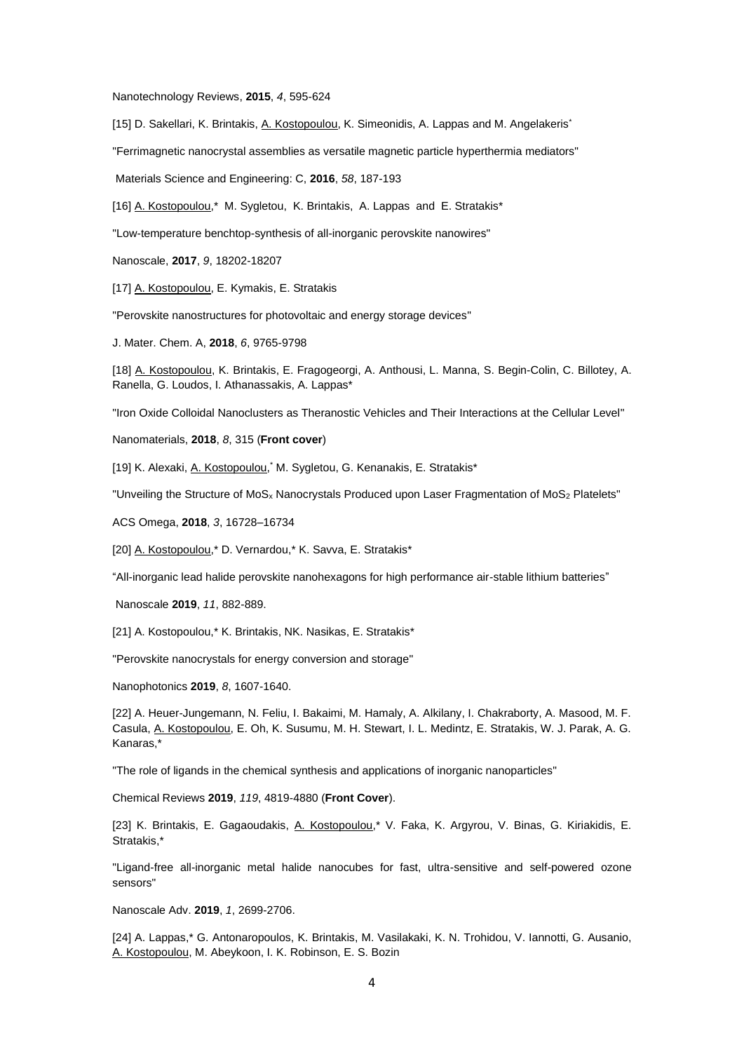Nanotechnology Reviews, **2015**, *4*, 595-624

[15] D. Sakellari, K. Brintakis, A. Kostopoulou, K. Simeonidis, A. Lappas and M. Angelakeris*

"Ferrimagnetic nanocrystal assemblies as versatile magnetic particle hyperthermia mediators"

Materials Science and Engineering: C, **2016**, *58*, 187-193

[16] A. Kostopoulou,* M. Sygletou, K. Brintakis, A. Lappas and E. Stratakis*

"Low-temperature benchtop-synthesis of all-inorganic perovskite nanowires"

Nanoscale, **2017**, *9*, 18202-18207

[17] A. Kostopoulou, E. Kymakis, E. Stratakis

"Perovskite nanostructures for photovoltaic and energy storage devices"

J. Mater. Chem. A, **2018**, *6*, 9765-9798

[18] A. Kostopoulou, K. Brintakis, E. Fragogeorgi, A. Anthousi, L. Manna, S. Begin-Colin, C. Billotey, A. Ranella, G. Loudos, I. Athanassakis, A. Lappas*

"Iron Oxide Colloidal Nanoclusters as Theranostic Vehicles and Their Interactions at the Cellular Level"

Nanomaterials, **2018**, *8*, 315 (**Front cover**)

[19] K. Alexaki, A. Kostopoulou,* M. Sygletou, G. Kenanakis, E. Stratakis*

"Unveiling the Structure of $MoS_x$ Nanocrystals Produced upon Laser Fragmentation of $MoS_2$ Platelets"

ACS Omega, **2018**, *3*, 16728–16734

[20] A. Kostopoulou,* D. Vernardou,* K. Savva, E. Stratakis*

"All-inorganic lead halide perovskite nanohexagons for high performance air-stable lithium batteries"

Nanoscale **2019**, *11*, 882-889.

[21] A. Kostopoulou,* K. Brintakis, NK. Nasikas, E. Stratakis*

"Perovskite nanocrystals for energy conversion and storage"

Nanophotonics **2019**, *8*, 1607-1640.

[22] A. Heuer-Jungemann, N. Feliu, I. Bakaimi, M. Hamaly, A. Alkilany, I. Chakraborty, A. Masood, M. F. Casula, A. Kostopoulou, E. Oh, K. Susumu, M. H. Stewart, I. L. Medintz, E. Stratakis, W. J. Parak, A. G. Kanaras,*

"The role of ligands in the chemical synthesis and applications of inorganic nanoparticles"

Chemical Reviews **2019**, *119*, 4819-4880 (**Front Cover**).

[23] K. Brintakis, E. Gagaoudakis, A. Kostopoulou,* V. Faka, K. Argyrou, V. Binas, G. Kiriakidis, E. Stratakis,*

"Ligand-free all-inorganic metal halide nanocubes for fast, ultra-sensitive and self-powered ozone sensors"

Nanoscale Adv. **2019**, *1*, 2699-2706.

[24] A. Lappas,* G. Antonaropoulos, K. Brintakis, M. Vasilakaki, K. N. Trohidou, V. Iannotti, G. Ausanio, A. Kostopoulou, M. Abeykoon, I. K. Robinson, E. S. Bozin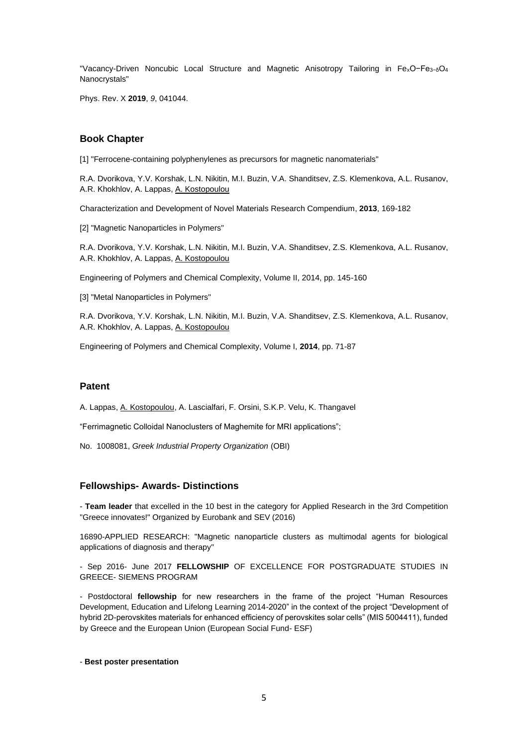"Vacancy-Driven Noncubic Local Structure and Magnetic Anisotropy Tailoring in $Fe_xO-Fe_{3-\delta}O_4$ Nanocrystals"

Phys. Rev. X **2019**, *9*, 041044.

## Book Chapter

[1] "Ferrocene-containing polyphenylenes as precursors for magnetic nanomaterials"

R.A. Dvorikova, Y.V. Korshak, L.N. Nikitin, M.I. Buzin, V.A. Shanditsev, Z.S. Klemenkova, A.L. Rusanov, A.R. Khokhlov, A. Lappas, A. Kostopoulou

Characterization and Development of Novel Materials Research Compendium, **2013**, 169-182

[2] "Magnetic Nanoparticles in Polymers"

R.A. Dvorikova, Y.V. Korshak, L.N. Nikitin, M.I. Buzin, V.A. Shanditsev, Z.S. Klemenkova, A.L. Rusanov, A.R. Khokhlov, A. Lappas, A. Kostopoulou

Engineering of Polymers and Chemical Complexity, Volume II, 2014, pp. 145-160

[3] "Metal Nanoparticles in Polymers"

R.A. Dvorikova, Y.V. Korshak, L.N. Nikitin, M.I. Buzin, V.A. Shanditsev, Z.S. Klemenkova, A.L. Rusanov, A.R. Khokhlov, A. Lappas, A. Kostopoulou

Engineering of Polymers and Chemical Complexity, Volume I, **2014**, pp. 71-87

## Patent

A. Lappas, A. Kostopoulou, A. Lascialfari, F. Orsini, S.K.P. Velu, K. Thangavel

"Ferrimagnetic Colloidal Nanoclusters of Maghemite for MRI applications";

No. 1008081, *Greek Industrial Property Organization* (OBI)

## Fellowships- Awards- Distinctions

- **Team leader** that excelled in the 10 best in the category for Applied Research in the 3rd Competition "Greece innovates!" Organized by Eurobank and SEV (2016)

16890-APPLIED RESEARCH: "Magnetic nanoparticle clusters as multimodal agents for biological applications of diagnosis and therapy"

- Sep 2016- June 2017 **FELLOWSHIP** OF EXCELLENCE FOR POSTGRADUATE STUDIES IN GREECE- SIEMENS PROGRAM

- Postdoctoral **fellowship** for new researchers in the frame of the project "Human Resources Development, Education and Lifelong Learning 2014-2020" in the context of the project "Development of hybrid 2D-perovskites materials for enhanced efficiency of perovskites solar cells" (MIS 5004411), funded by Greece and the European Union (European Social Fund- ESF)

- **Best poster presentation**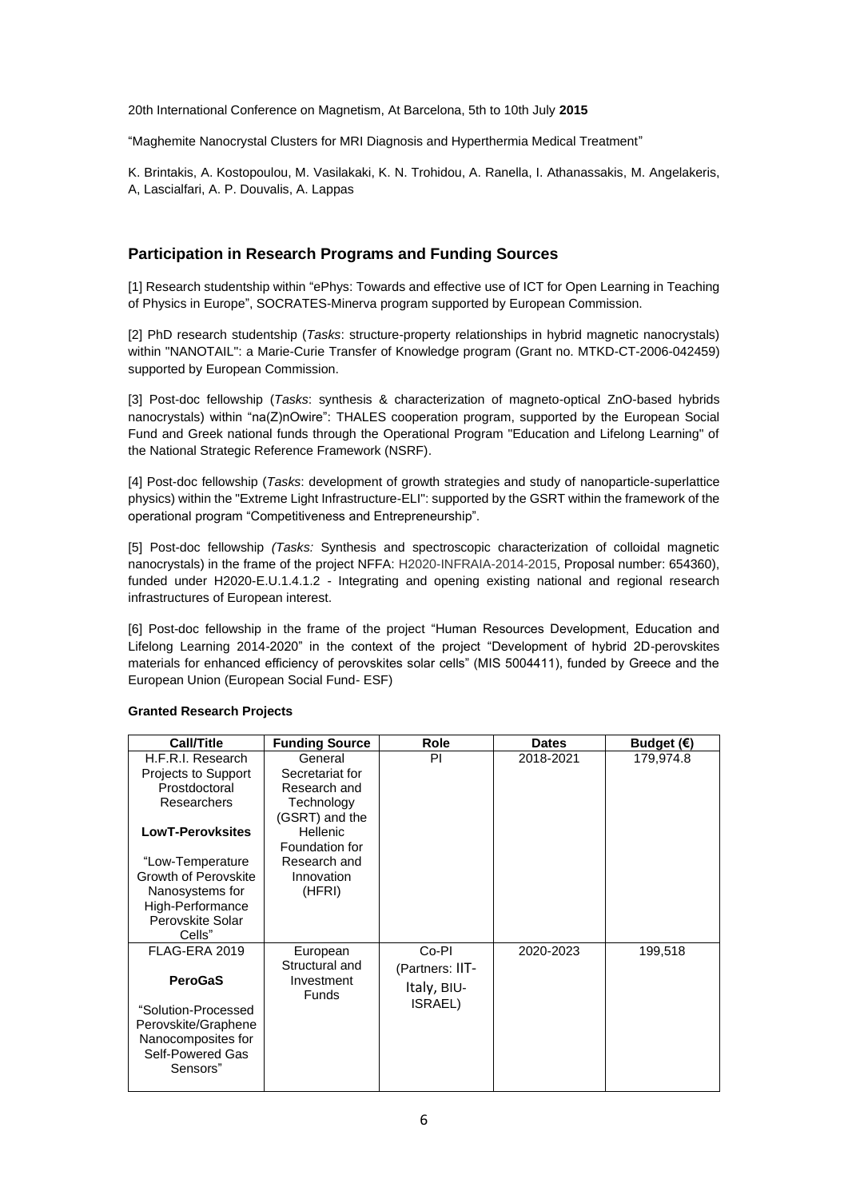20th International Conference on Magnetism, At Barcelona, 5th to 10th July **2015**

"Maghemite Nanocrystal Clusters for MRI Diagnosis and Hyperthermia Medical Treatment"

K. Brintakis, A. Kostopoulou, M. Vasilakaki, K. N. Trohidou, A. Ranella, I. Athanassakis, M. Angelakeris, A, Lascialfari, A. P. Douvalis, A. Lappas

## Participation in Research Programs and Funding Sources

[1] Research studentship within "ePhys: Towards and effective use of ICT for Open Learning in Teaching of Physics in Europe", SOCRATES-Minerva program supported by European Commission.

[2] PhD research studentship (*Tasks*: structure-property relationships in hybrid magnetic nanocrystals) within "NANOTAIL": a Marie-Curie Transfer of Knowledge program (Grant no. MTKD-CT-2006-042459) supported by European Commission.

[3] Post-doc fellowship (*Tasks*: synthesis & characterization of magneto-optical ZnO-based hybrids nanocrystals) within "na(Z)nOwire": THALES cooperation program, supported by the European Social Fund and Greek national funds through the Operational Program "Education and Lifelong Learning" of the National Strategic Reference Framework (NSRF).

[4] Post-doc fellowship (*Tasks*: development of growth strategies and study of nanoparticle-superlattice physics) within the "Extreme Light Infrastructure-ELI": supported by the GSRT within the framework of the operational program "Competitiveness and Entrepreneurship".

[5] Post-doc fellowship *(Tasks:* Synthesis and spectroscopic characterization of colloidal magnetic nanocrystals) in the frame of the project NFFA: H2020-INFRAIA-2014-2015, Proposal number: 654360), funded under H2020-E.U.1.4.1.2 - Integrating and opening existing national and regional research infrastructures of European interest.

[6] Post-doc fellowship in the frame of the project "Human Resources Development, Education and Lifelong Learning 2014-2020" in the context of the project "Development of hybrid 2D-perovskites materials for enhanced efficiency of perovskites solar cells" (MIS 5004411), funded by Greece and the European Union (European Social Fund- ESF)

**Granted Research Projects**

| Call/Title | Funding Source | Role | Dates | Budget (€) |
|---|---|---|---|---|
| H.F.R.I. Research Projects to Support Prostdoctoral Researchers<br><br>**LowT-Perovksites**<br><br>"Low-Temperature Growth of Perovskite Nanosystems for High-Performance Perovskite Solar Cells" | General Secretariat for Research and Technology (GSRT) and the Hellenic Foundation for Research and Innovation (HFRI) | PI | 2018-2021 | 179,974.8 |
| FLAG-ERA 2019<br><br>**PeroGaS**<br><br>"Solution-Processed Perovskite/Graphene Nanocomposites for Self-Powered Gas Sensors" | European Structural and Investment Funds | Co-PI (Partners: IIT-Italy, BIU-ISRAEL) | 2020-2023 | 199,518 |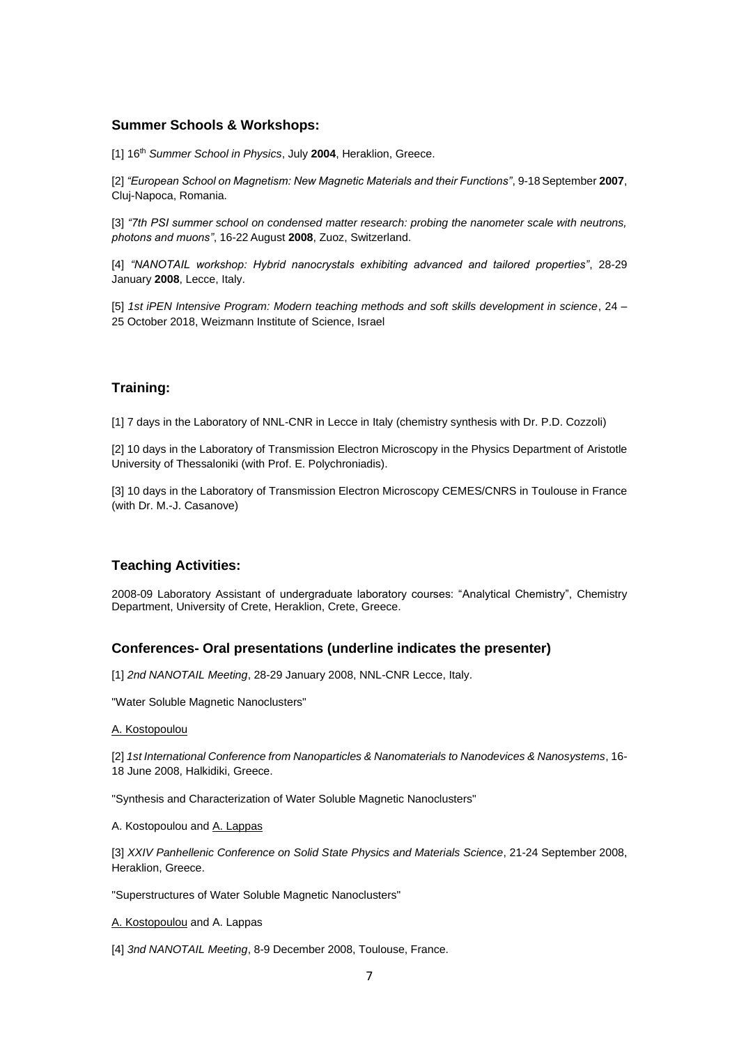### Summer Schools & Workshops:

[1] 16th *Summer School in Physics*, July **2004**, Heraklion, Greece.

[2] *"European School on Magnetism: New Magnetic Materials and their Functions"*, 9-18 September **2007**, Cluj-Napoca, Romania.

[3] *"7th PSI summer school on condensed matter research: probing the nanometer scale with neutrons, photons and muons"*, 16-22 August **2008**, Zuoz, Switzerland.

[4] *"NANOTAIL workshop: Hybrid nanocrystals exhibiting advanced and tailored properties"*, 28-29 January **2008**, Lecce, Italy.

[5] *1st iPEN Intensive Program: Modern teaching methods and soft skills development in science*, 24 – 25 October 2018, Weizmann Institute of Science, Israel

### Training:

[1] 7 days in the Laboratory of NNL-CNR in Lecce in Italy (chemistry synthesis with Dr. P.D. Cozzoli)

[2] 10 days in the Laboratory of Transmission Electron Microscopy in the Physics Department of Aristotle University of Thessaloniki (with Prof. E. Polychroniadis).

[3] 10 days in the Laboratory of Transmission Electron Microscopy CEMES/CNRS in Toulouse in France (with Dr. M.-J. Casanove)

### Teaching Activities:

2008-09 Laboratory Assistant of undergraduate laboratory courses: "Analytical Chemistry", Chemistry Department, University of Crete, Heraklion, Crete, Greece.

### Conferences- Oral presentations (underline indicates the presenter)

[1] *2nd NANOTAIL Meeting*, 28-29 January 2008, NNL-CNR Lecce, Italy.

"Water Soluble Magnetic Nanoclusters"

<u>A. Kostopoulou</u>

[2] *1st International Conference from Nanoparticles & Nanomaterials to Nanodevices & Nanosystems*, 16-18 June 2008, Halkidiki, Greece.

"Synthesis and Characterization of Water Soluble Magnetic Nanoclusters"

A. Kostopoulou and <u>A. Lappas</u>

[3] *XXIV Panhellenic Conference on Solid State Physics and Materials Science*, 21-24 September 2008, Heraklion, Greece.

"Superstructures of Water Soluble Magnetic Nanoclusters"

<u>A. Kostopoulou</u> and A. Lappas

[4] *3nd NANOTAIL Meeting*, 8-9 December 2008, Toulouse, France.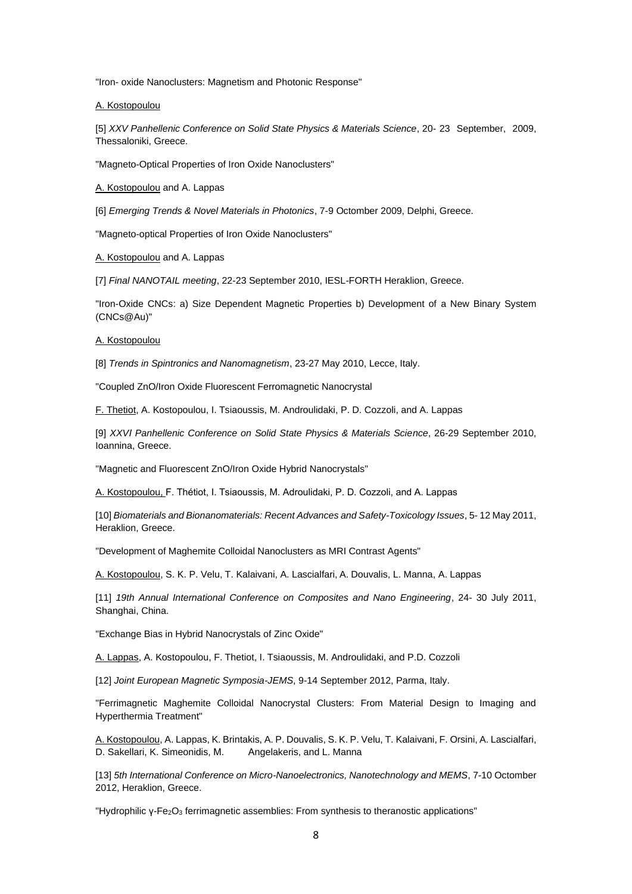"Iron- oxide Nanoclusters: Magnetism and Photonic Response"

A. Kostopoulou

[5] *XXV Panhellenic Conference on Solid State Physics & Materials Science*, 20- 23 September, 2009, Thessaloniki, Greece.

"Magneto-Optical Properties of Iron Oxide Nanoclusters"

A. Kostopoulou and A. Lappas

[6] *Emerging Trends & Novel Materials in Photonics*, 7-9 Octomber 2009, Delphi, Greece.

"Magneto-optical Properties of Iron Oxide Nanoclusters"

A. Kostopoulou and A. Lappas

[7] *Final NANOTAIL meeting*, 22-23 September 2010, IESL-FORTH Heraklion, Greece.

"Iron-Oxide CNCs: a) Size Dependent Magnetic Properties b) Development of a New Binary System (CNCs@Au)"

A. Kostopoulou

[8] *Trends in Spintronics and Nanomagnetism*, 23-27 May 2010, Lecce, Italy.

"Coupled ZnO/Iron Oxide Fluorescent Ferromagnetic Nanocrystal

F. Thetiot, A. Kostopoulou, I. Tsiaoussis, M. Androulidaki, P. D. Cozzoli, and A. Lappas

[9] *XXVI Panhellenic Conference on Solid State Physics & Materials Science*, 26-29 September 2010, Ioannina, Greece.

"Magnetic and Fluorescent ZnO/Iron Oxide Hybrid Nanocrystals"

A. Kostopoulou, F. Thétiot, I. Tsiaoussis, M. Adroulidaki, P. D. Cozzoli, and A. Lappas

[10] *Biomaterials and Bionanomaterials: Recent Advances and Safety-Toxicology Issues*, 5- 12 May 2011, Heraklion, Greece.

"Development of Maghemite Colloidal Nanoclusters as MRI Contrast Agents"

A. Kostopoulou, S. K. P. Velu, T. Kalaivani, A. Lascialfari, A. Douvalis, L. Manna, A. Lappas

[11] *19th Annual International Conference on Composites and Nano Engineering*, 24- 30 July 2011, Shanghai, China.

"Exchange Bias in Hybrid Nanocrystals of Zinc Oxide"

A. Lappas, A. Kostopoulou, F. Thetiot, I. Tsiaoussis, M. Androulidaki, and P.D. Cozzoli

[12] *Joint European Magnetic Symposia-JEMS*, 9-14 September 2012, Parma, Italy.

"Ferrimagnetic Maghemite Colloidal Nanocrystal Clusters: From Material Design to Imaging and Hyperthermia Treatment"

A. Kostopoulou, A. Lappas, K. Brintakis, A. P. Douvalis, S. K. P. Velu, T. Kalaivani, F. Orsini, A. Lascialfari, D. Sakellari, K. Simeonidis, M. Angelakeris, and L. Manna

[13] *5th International Conference on Micro-Nanoelectronics, Nanotechnology and MEMS*, 7-10 Octomber 2012, Heraklion, Greece.

"Hydrophilic γ-$Fe_2O_3$ ferrimagnetic assemblies: From synthesis to theranostic applications"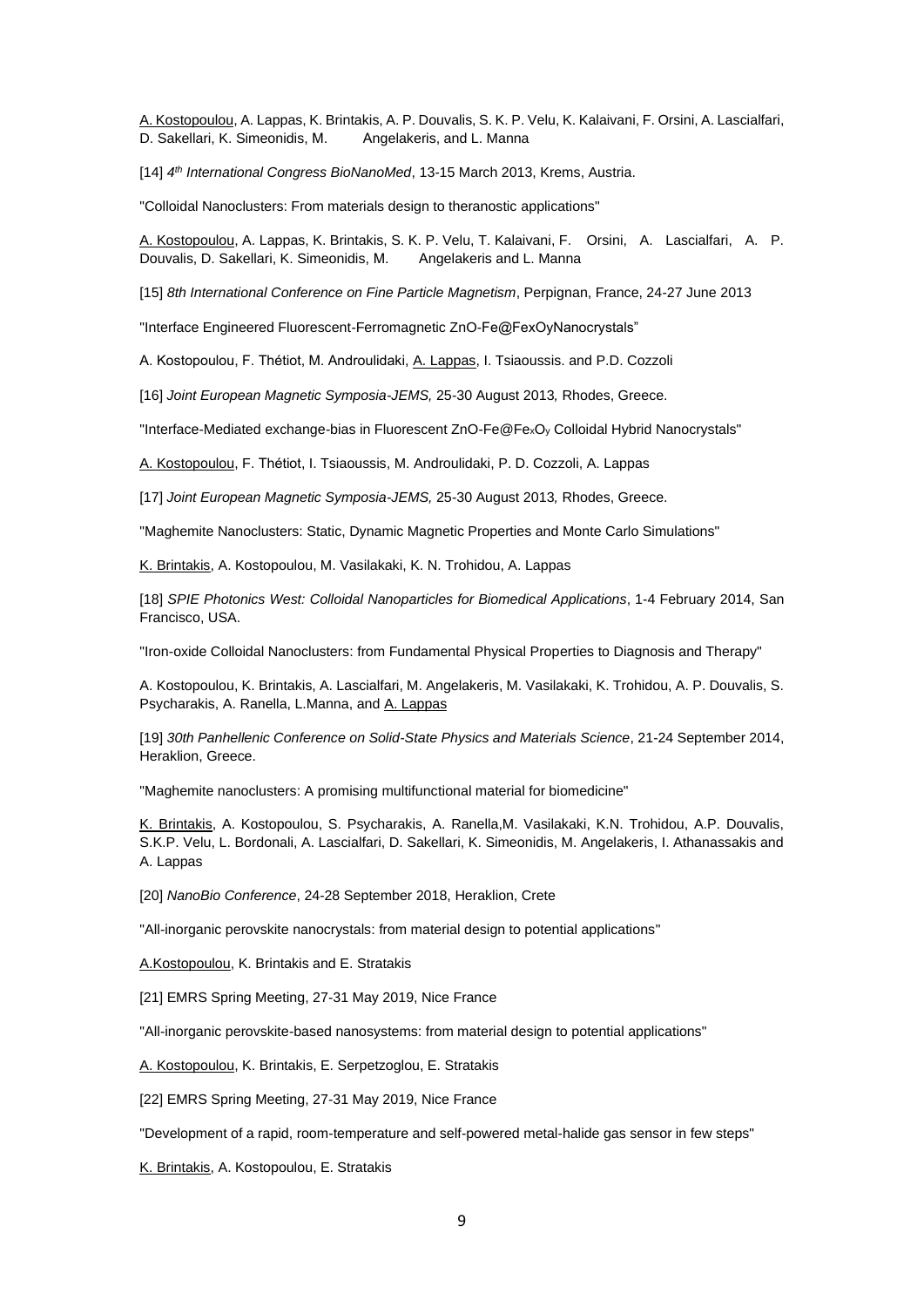A. Kostopoulou, A. Lappas, K. Brintakis, A. P. Douvalis, S. K. P. Velu, K. Kalaivani, F. Orsini, A. Lascialfari, D. Sakellari, K. Simeonidis, M. Angelakeris, and L. Manna

[14] *4th International Congress BioNanoMed*, 13-15 March 2013, Krems, Austria.

"Colloidal Nanoclusters: From materials design to theranostic applications"

A. Kostopoulou, A. Lappas, K. Brintakis, S. K. P. Velu, T. Kalaivani, F. Orsini, A. Lascialfari, A. P. Douvalis, D. Sakellari, K. Simeonidis, M. Angelakeris and L. Manna

[15] *8th International Conference on Fine Particle Magnetism*, Perpignan, France, 24-27 June 2013

"Interface Engineered Fluorescent-Ferromagnetic ZnO-Fe@FexOyNanocrystals"

A. Kostopoulou, F. Thétiot, M. Androulidaki, A. Lappas, I. Tsiaoussis. and P.D. Cozzoli

[16] *Joint European Magnetic Symposia-JEMS,* 25-30 August 2013*,* Rhodes, Greece.

"Interface-Mediated exchange-bias in Fluorescent ZnO-Fe@$Fe_xO_y$ Colloidal Hybrid Nanocrystals"

A. Kostopoulou, F. Thétiot, I. Tsiaoussis, M. Androulidaki, P. D. Cozzoli, A. Lappas

[17] *Joint European Magnetic Symposia-JEMS,* 25-30 August 2013*,* Rhodes, Greece.

"Maghemite Nanoclusters: Static, Dynamic Magnetic Properties and Monte Carlo Simulations"

K. Brintakis, A. Kostopoulou, M. Vasilakaki, K. N. Trohidou, A. Lappas

[18] *SPIE Photonics West: Colloidal Nanoparticles for Biomedical Applications*, 1-4 February 2014, San Francisco, USA.

"Iron-oxide Colloidal Nanoclusters: from Fundamental Physical Properties to Diagnosis and Therapy"

A. Kostopoulou, K. Brintakis, A. Lascialfari, M. Angelakeris, M. Vasilakaki, K. Trohidou, A. P. Douvalis, S. Psycharakis, A. Ranella, L.Manna, and A. Lappas

[19] *30th Panhellenic Conference on Solid-State Physics and Materials Science*, 21-24 September 2014, Heraklion, Greece.

"Maghemite nanoclusters: A promising multifunctional material for biomedicine"

K. Brintakis, A. Kostopoulou, S. Psycharakis, A. Ranella,M. Vasilakaki, K.N. Trohidou, A.P. Douvalis, S.K.P. Velu, L. Bordonali, A. Lascialfari, D. Sakellari, K. Simeonidis, M. Angelakeris, I. Athanassakis and A. Lappas

[20] *NanoBio Conference*, 24-28 September 2018, Heraklion, Crete

"All-inorganic perovskite nanocrystals: from material design to potential applications"

A.Kostopoulou, K. Brintakis and E. Stratakis

[21] EMRS Spring Meeting, 27-31 May 2019, Nice France

"All-inorganic perovskite-based nanosystems: from material design to potential applications"

A. Kostopoulou, K. Brintakis, E. Serpetzoglou, E. Stratakis

[22] EMRS Spring Meeting, 27-31 May 2019, Nice France

"Development of a rapid, room-temperature and self-powered metal-halide gas sensor in few steps"

K. Brintakis, A. Kostopoulou, E. Stratakis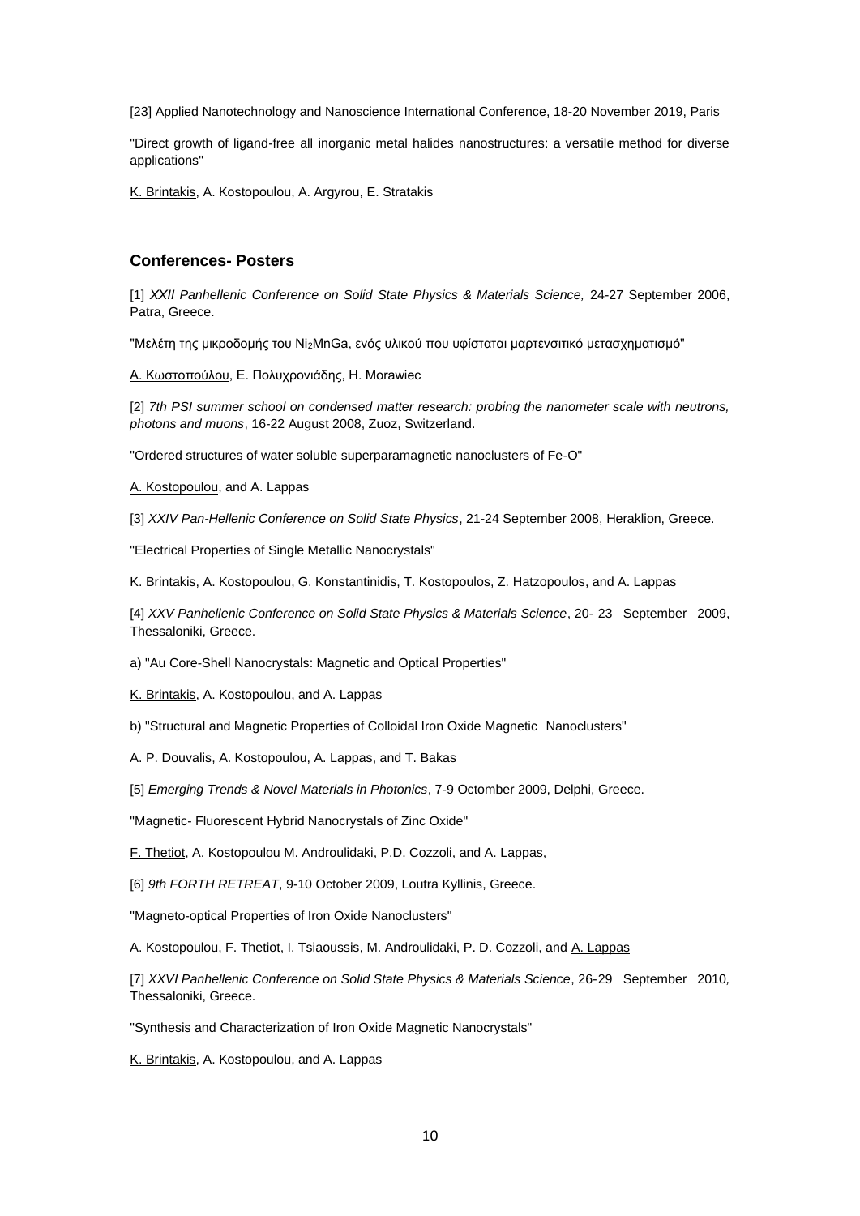[23] Applied Nanotechnology and Nanoscience International Conference, 18-20 November 2019, Paris

"Direct growth of ligand-free all inorganic metal halides nanostructures: a versatile method for diverse applications"

K. Brintakis, A. Kostopoulou, A. Argyrou, E. Stratakis

### Conferences- Posters

[1] *XXII Panhellenic Conference on Solid State Physics & Materials Science,* 24-27 September 2006, Patra, Greece.

"Μελέτη της μικροδομής του $Ni_2MnGa$, ενός υλικού που υφίσταται μαρτενσιτικό μετασχηματισμό"

Α. Κωστοπούλου, Ε. Πολυχρονιάδης, H. Morawiec

[2] *7th PSI summer school on condensed matter research: probing the nanometer scale with neutrons, photons and muons*, 16-22 August 2008, Zuoz, Switzerland.

"Ordered structures of water soluble superparamagnetic nanoclusters of Fe-O"

A. Kostopoulou, and A. Lappas

[3] *XXIV Pan-Hellenic Conference on Solid State Physics*, 21-24 September 2008, Heraklion, Greece.

"Electrical Properties of Single Metallic Nanocrystals"

K. Brintakis, A. Kostopoulou, G. Konstantinidis, T. Kostopoulos, Z. Hatzopoulos, and A. Lappas

[4] *XXV Panhellenic Conference on Solid State Physics & Materials Science*, 20- 23 September 2009, Thessaloniki, Greece.

a) "Au Core-Shell Nanocrystals: Magnetic and Optical Properties"

K. Brintakis, A. Kostopoulou, and A. Lappas

b) "Structural and Magnetic Properties of Colloidal Iron Oxide Magnetic Nanoclusters"

A. P. Douvalis, A. Kostopoulou, A. Lappas, and T. Bakas

[5] *Emerging Trends & Novel Materials in Photonics*, 7-9 Octomber 2009, Delphi, Greece.

"Magnetic- Fluorescent Hybrid Nanocrystals of Zinc Oxide"

F. Thetiot, A. Kostopoulou M. Androulidaki, P.D. Cozzoli, and A. Lappas,

[6] *9th FORTH RETREAT*, 9-10 October 2009, Loutra Kyllinis, Greece.

"Magneto-optical Properties of Iron Oxide Nanoclusters"

A. Kostopoulou, F. Thetiot, I. Tsiaoussis, M. Androulidaki, P. D. Cozzoli, and A. Lappas

[7] *XXVI Panhellenic Conference on Solid State Physics & Materials Science*, 26-29 September 2010, Thessaloniki, Greece.

"Synthesis and Characterization of Iron Oxide Magnetic Nanocrystals"

K. Brintakis, A. Kostopoulou, and A. Lappas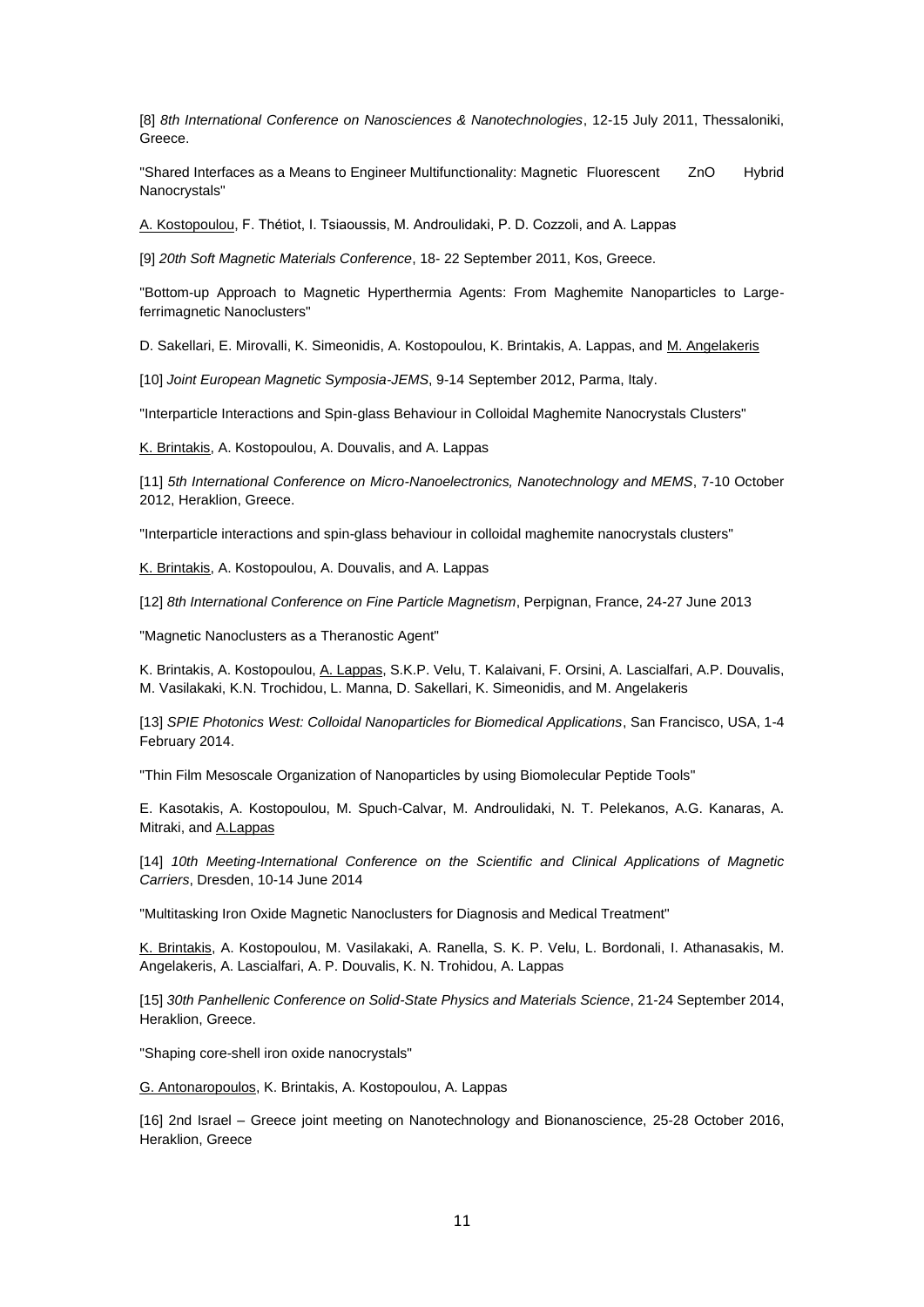[8] *8th International Conference on Nanosciences & Nanotechnologies*, 12-15 July 2011, Thessaloniki, Greece.

"Shared Interfaces as a Means to Engineer Multifunctionality: Magnetic Fluorescent ZnO Hybrid Nanocrystals"

<u>A. Kostopoulou</u>, F. Thétiot, I. Tsiaoussis, M. Androulidaki, P. D. Cozzoli, and A. Lappas

[9] *20th Soft Magnetic Materials Conference*, 18- 22 September 2011, Kos, Greece.

"Bottom-up Approach to Magnetic Hyperthermia Agents: From Maghemite Nanoparticles to Large-ferrimagnetic Nanoclusters"

D. Sakellari, E. Mirovalli, K. Simeonidis, A. Kostopoulou, K. Brintakis, A. Lappas, and <u>M. Angelakeris</u>

[10] *Joint European Magnetic Symposia-JEMS*, 9-14 September 2012, Parma, Italy.

"Interparticle Interactions and Spin-glass Behaviour in Colloidal Maghemite Nanocrystals Clusters"

<u>K. Brintakis</u>, A. Kostopoulou, A. Douvalis, and A. Lappas

[11] *5th International Conference on Micro-Nanoelectronics, Nanotechnology and MEMS*, 7-10 October 2012, Heraklion, Greece.

"Interparticle interactions and spin-glass behaviour in colloidal maghemite nanocrystals clusters"

<u>K. Brintakis</u>, A. Kostopoulou, A. Douvalis, and A. Lappas

[12] *8th International Conference on Fine Particle Magnetism*, Perpignan, France, 24-27 June 2013

"Magnetic Nanoclusters as a Theranostic Agent"

K. Brintakis, A. Kostopoulou, <u>A. Lappas</u>, S.K.P. Velu, T. Kalaivani, F. Orsini, A. Lascialfari, A.P. Douvalis, M. Vasilakaki, K.N. Trochidou, L. Manna, D. Sakellari, K. Simeonidis, and M. Angelakeris

[13] *SPIE Photonics West: Colloidal Nanoparticles for Biomedical Applications*, San Francisco, USA, 1-4 February 2014.

"Thin Film Mesoscale Organization of Nanoparticles by using Biomolecular Peptide Tools"

E. Kasotakis, A. Kostopoulou, M. Spuch-Calvar, M. Androulidaki, N. T. Pelekanos, A.G. Kanaras, A. Mitraki, and <u>A.Lappas</u>

[14] *10th Meeting-International Conference on the Scientific and Clinical Applications of Magnetic Carriers*, Dresden, 10-14 June 2014

"Multitasking Iron Oxide Magnetic Nanoclusters for Diagnosis and Medical Treatment"

<u>K. Brintakis</u>, A. Kostopoulou, M. Vasilakaki, A. Ranella, S. K. P. Velu, L. Bordonali, I. Athanasakis, M. Angelakeris, A. Lascialfari, A. P. Douvalis, K. N. Trohidou, A. Lappas

[15] *30th Panhellenic Conference on Solid-State Physics and Materials Science*, 21-24 September 2014, Heraklion, Greece.

"Shaping core-shell iron oxide nanocrystals"

<u>G. Antonaropoulos</u>, K. Brintakis, A. Kostopoulou, A. Lappas

[16] 2nd Israel – Greece joint meeting on Nanotechnology and Bionanoscience, 25-28 October 2016, Heraklion, Greece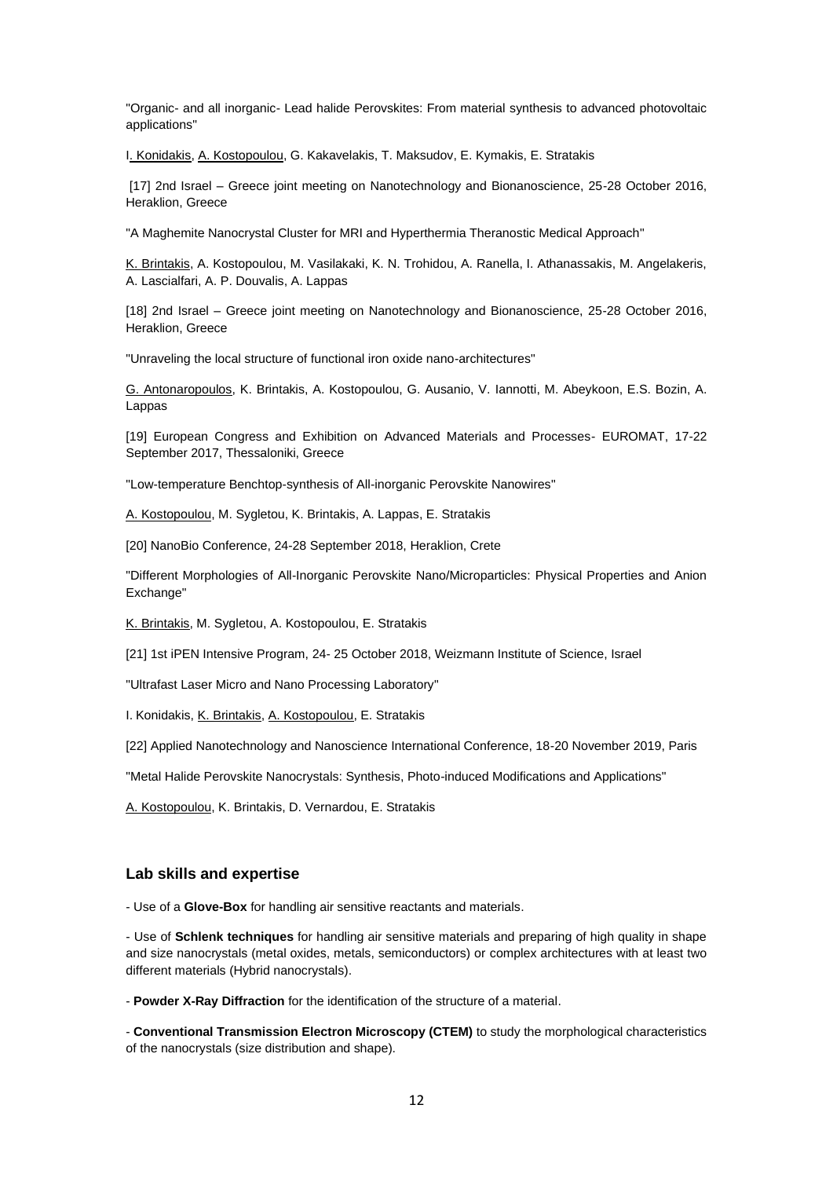"Organic- and all inorganic- Lead halide Perovskites: From material synthesis to advanced photovoltaic applications"

I. Konidakis, A. Kostopoulou, G. Kakavelakis, T. Maksudov, E. Kymakis, E. Stratakis

[17] 2nd Israel – Greece joint meeting on Nanotechnology and Bionanoscience, 25-28 October 2016, Heraklion, Greece

"A Maghemite Nanocrystal Cluster for MRI and Hyperthermia Theranostic Medical Approach"

K. Brintakis, A. Kostopoulou, M. Vasilakaki, K. N. Trohidou, A. Ranella, I. Athanassakis, M. Angelakeris, A. Lascialfari, A. P. Douvalis, A. Lappas

[18] 2nd Israel – Greece joint meeting on Nanotechnology and Bionanoscience, 25-28 October 2016, Heraklion, Greece

"Unraveling the local structure of functional iron oxide nano-architectures"

G. Antonaropoulos, K. Brintakis, A. Kostopoulou, G. Ausanio, V. Iannotti, M. Abeykoon, E.S. Bozin, A. Lappas

[19] European Congress and Exhibition on Advanced Materials and Processes- EUROMAT, 17-22 September 2017, Thessaloniki, Greece

"Low-temperature Benchtop-synthesis of All-inorganic Perovskite Nanowires"

A. Kostopoulou, M. Sygletou, K. Brintakis, A. Lappas, E. Stratakis

[20] NanoBio Conference, 24-28 September 2018, Heraklion, Crete

"Different Morphologies of All-Inorganic Perovskite Nano/Microparticles: Physical Properties and Anion Exchange"

K. Brintakis, M. Sygletou, A. Kostopoulou, E. Stratakis

[21] 1st iPEN Intensive Program, 24- 25 October 2018, Weizmann Institute of Science, Israel

"Ultrafast Laser Micro and Nano Processing Laboratory"

I. Konidakis, K. Brintakis, A. Kostopoulou, E. Stratakis

[22] Applied Nanotechnology and Nanoscience International Conference, 18-20 November 2019, Paris

"Metal Halide Perovskite Nanocrystals: Synthesis, Photo-induced Modifications and Applications"

A. Kostopoulou, K. Brintakis, D. Vernardou, E. Stratakis

## Lab skills and expertise

- Use of a **Glove-Box** for handling air sensitive reactants and materials.

- Use of **Schlenk techniques** for handling air sensitive materials and preparing of high quality in shape and size nanocrystals (metal oxides, metals, semiconductors) or complex architectures with at least two different materials (Hybrid nanocrystals).

- **Powder X-Ray Diffraction** for the identification of the structure of a material.

- **Conventional Transmission Electron Microscopy (CTEM)** to study the morphological characteristics of the nanocrystals (size distribution and shape).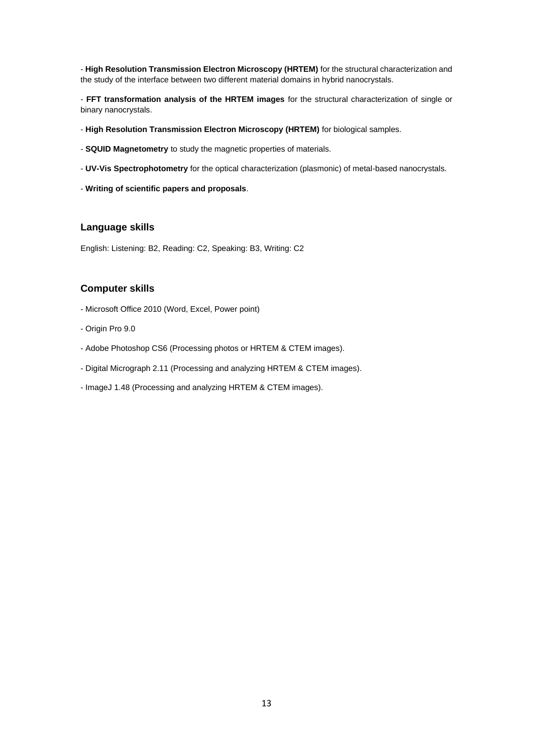- **High Resolution Transmission Electron Microscopy (HRTEM)** for the structural characterization and the study of the interface between two different material domains in hybrid nanocrystals.

- **FFT transformation analysis of the HRTEM images** for the structural characterization of single or binary nanocrystals.

- **High Resolution Transmission Electron Microscopy (HRTEM)** for biological samples.

- **SQUID Magnetometry** to study the magnetic properties of materials.

- **UV-Vis Spectrophotometry** for the optical characterization (plasmonic) of metal-based nanocrystals.

- **Writing of scientific papers and proposals**.

## Language skills

English: Listening: B2, Reading: C2, Speaking: B3, Writing: C2

## Computer skills

- Microsoft Office 2010 (Word, Excel, Power point)

- Origin Pro 9.0

- Adobe Photoshop CS6 (Processing photos or HRTEM & CTEM images).

- Digital Micrograph 2.11 (Processing and analyzing HRTEM & CTEM images).

- ImageJ 1.48 (Processing and analyzing HRTEM & CTEM images).